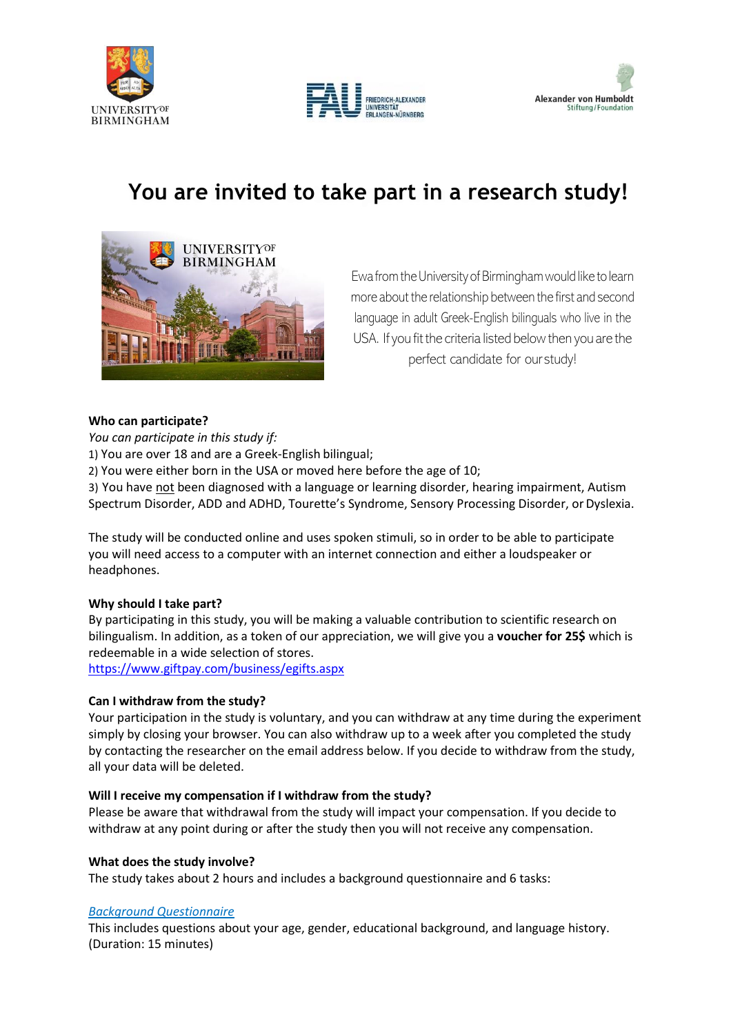# You are invited to take part in a research study!

Ewa from the University of Birmingham would like to learn more about the relationship between the first and second language in adult Greek-English bilinguals who live in the USA. If you fit the criteria listed below then you are the perfect candidate for our study!

**Who can participate?**

*You can participate in this study if:*

1) You are over 18 and are a Greek-English bilingual;
2) You were either born in the USA or moved here before the age of 10;
3) You have not been diagnosed with a language or learning disorder, hearing impairment, Autism Spectrum Disorder, ADD and ADHD, Tourette's Syndrome, Sensory Processing Disorder, or Dyslexia.

The study will be conducted online and uses spoken stimuli, so in order to be able to participate you will need access to a computer with an internet connection and either a loudspeaker or headphones.

**Why should I take part?**

By participating in this study, you will be making a valuable contribution to scientific research on bilingualism. In addition, as a token of our appreciation, we will give you a **voucher for 25$** which is redeemable in a wide selection of stores.
https://www.giftpay.com/business/egifts.aspx

**Can I withdraw from the study?**

Your participation in the study is voluntary, and you can withdraw at any time during the experiment simply by closing your browser. You can also withdraw up to a week after you completed the study by contacting the researcher on the email address below. If you decide to withdraw from the study, all your data will be deleted.

**Will I receive my compensation if I withdraw from the study?**

Please be aware that withdrawal from the study will impact your compensation. If you decide to withdraw at any point during or after the study then you will not receive any compensation.

**What does the study involve?**

The study takes about 2 hours and includes a background questionnaire and 6 tasks:

*Background Questionnaire*

This includes questions about your age, gender, educational background, and language history. (Duration: 15 minutes)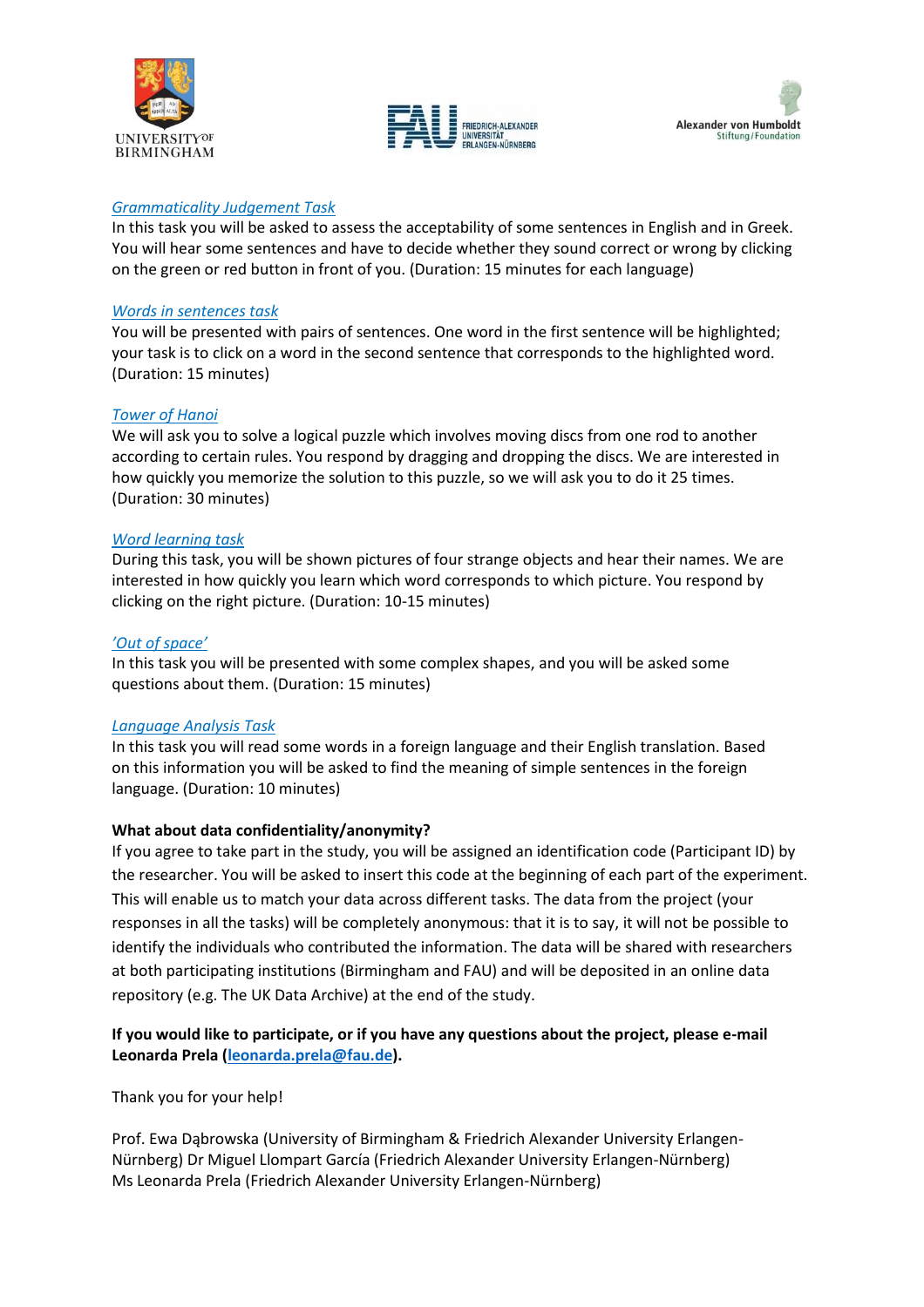*Grammaticality Judgement Task*
In this task you will be asked to assess the acceptability of some sentences in English and in Greek. You will hear some sentences and have to decide whether they sound correct or wrong by clicking on the green or red button in front of you. (Duration: 15 minutes for each language)

*Words in sentences task*
You will be presented with pairs of sentences. One word in the first sentence will be highlighted; your task is to click on a word in the second sentence that corresponds to the highlighted word. (Duration: 15 minutes)

*Tower of Hanoi*
We will ask you to solve a logical puzzle which involves moving discs from one rod to another according to certain rules. You respond by dragging and dropping the discs. We are interested in how quickly you memorize the solution to this puzzle, so we will ask you to do it 25 times. (Duration: 30 minutes)

*Word learning task*
During this task, you will be shown pictures of four strange objects and hear their names. We are interested in how quickly you learn which word corresponds to which picture. You respond by clicking on the right picture. (Duration: 10-15 minutes)

*'Out of space'*
In this task you will be presented with some complex shapes, and you will be asked some questions about them. (Duration: 15 minutes)

*Language Analysis Task*
In this task you will read some words in a foreign language and their English translation. Based on this information you will be asked to find the meaning of simple sentences in the foreign language. (Duration: 10 minutes)

**What about data confidentiality/anonymity?**
If you agree to take part in the study, you will be assigned an identification code (Participant ID) by the researcher. You will be asked to insert this code at the beginning of each part of the experiment. This will enable us to match your data across different tasks. The data from the project (your responses in all the tasks) will be completely anonymous: that it is to say, it will not be possible to identify the individuals who contributed the information. The data will be shared with researchers at both participating institutions (Birmingham and FAU) and will be deposited in an online data repository (e.g. The UK Data Archive) at the end of the study.

**If you would like to participate, or if you have any questions about the project, please e-mail Leonarda Prela (leonarda.prela@fau.de).**

Thank you for your help!

Prof. Ewa Dąbrowska (University of Birmingham & Friedrich Alexander University Erlangen-Nürnberg) Dr Miguel Llompart García (Friedrich Alexander University Erlangen-Nürnberg)
Ms Leonarda Prela (Friedrich Alexander University Erlangen-Nürnberg)